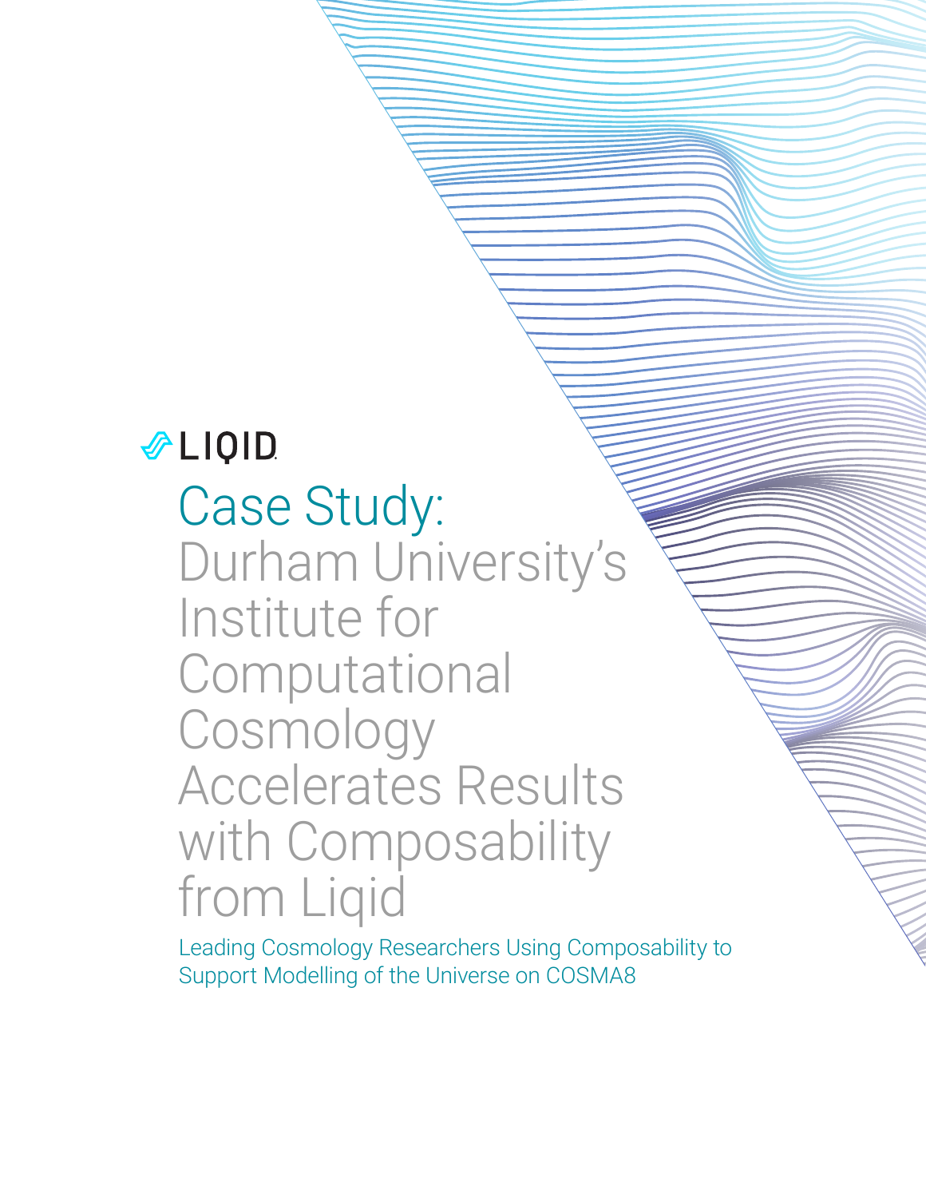LIQID

# Case Study: Durham University's Institute for Computational Cosmology Accelerates Results with Composability from Liqid

Leading Cosmology Researchers Using Composability to Support Modelling of the Universe on COSMA8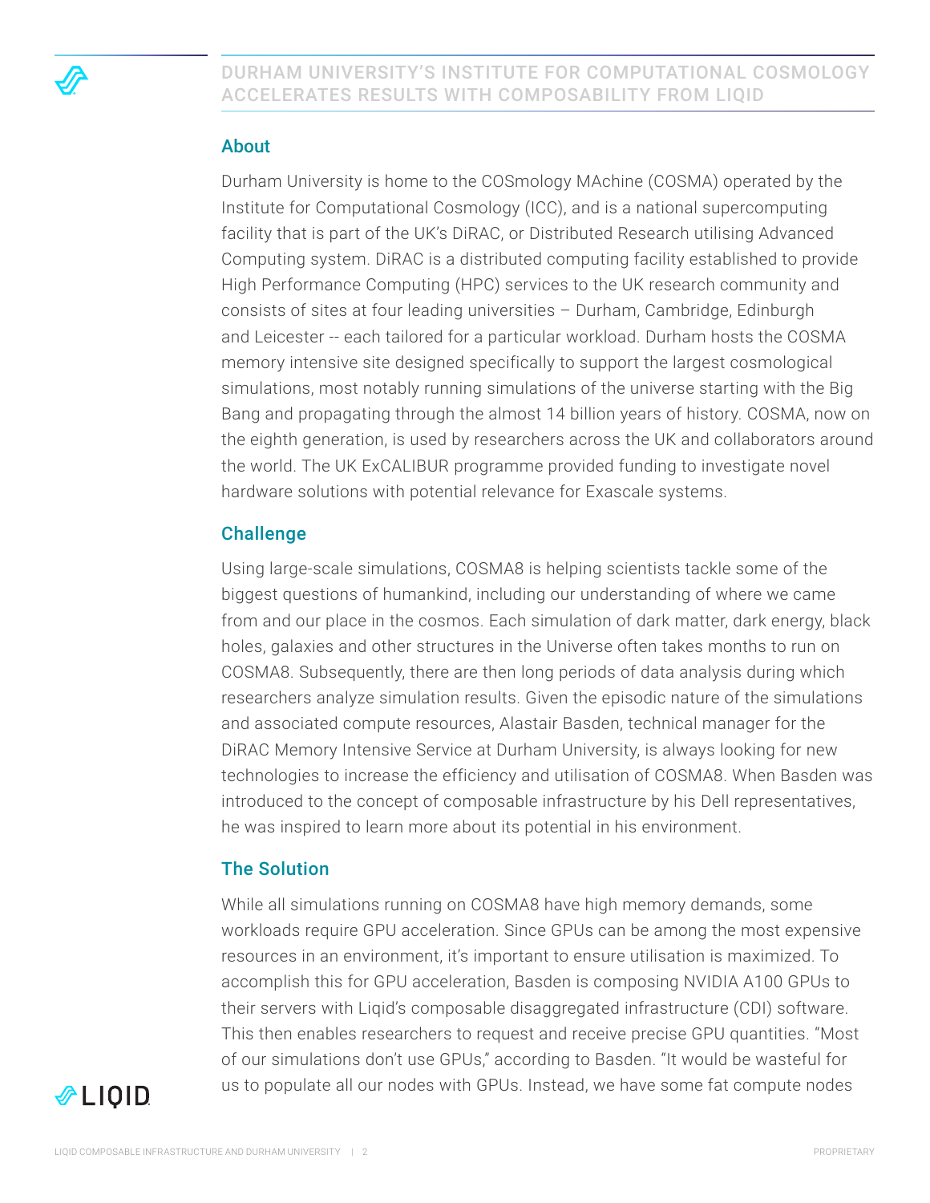# DURHAM UNIVERSITY'S INSTITUTE FOR COMPUTATIONAL COSMOLOGY ACCELERATES RESULTS WITH COMPOSABILITY FROM LIQID

## About

Durham University is home to the COSmology MAchine (COSMA) operated by the Institute for Computational Cosmology (ICC), and is a national supercomputing facility that is part of the UK's DiRAC, or Distributed Research utilising Advanced Computing system. DiRAC is a distributed computing facility established to provide High Performance Computing (HPC) services to the UK research community and consists of sites at four leading universities – Durham, Cambridge, Edinburgh and Leicester -- each tailored for a particular workload. Durham hosts the COSMA memory intensive site designed specifically to support the largest cosmological simulations, most notably running simulations of the universe starting with the Big Bang and propagating through the almost 14 billion years of history. COSMA, now on the eighth generation, is used by researchers across the UK and collaborators around the world. The UK ExCALIBUR programme provided funding to investigate novel hardware solutions with potential relevance for Exascale systems.

## Challenge

Using large-scale simulations, COSMA8 is helping scientists tackle some of the biggest questions of humankind, including our understanding of where we came from and our place in the cosmos. Each simulation of dark matter, dark energy, black holes, galaxies and other structures in the Universe often takes months to run on COSMA8. Subsequently, there are then long periods of data analysis during which researchers analyze simulation results. Given the episodic nature of the simulations and associated compute resources, Alastair Basden, technical manager for the DiRAC Memory Intensive Service at Durham University, is always looking for new technologies to increase the efficiency and utilisation of COSMA8. When Basden was introduced to the concept of composable infrastructure by his Dell representatives, he was inspired to learn more about its potential in his environment.

## The Solution

While all simulations running on COSMA8 have high memory demands, some workloads require GPU acceleration. Since GPUs can be among the most expensive resources in an environment, it's important to ensure utilisation is maximized. To accomplish this for GPU acceleration, Basden is composing NVIDIA A100 GPUs to their servers with Liqid's composable disaggregated infrastructure (CDI) software. This then enables researchers to request and receive precise GPU quantities. "Most of our simulations don't use GPUs," according to Basden. "It would be wasteful for us to populate all our nodes with GPUs. Instead, we have some fat compute nodes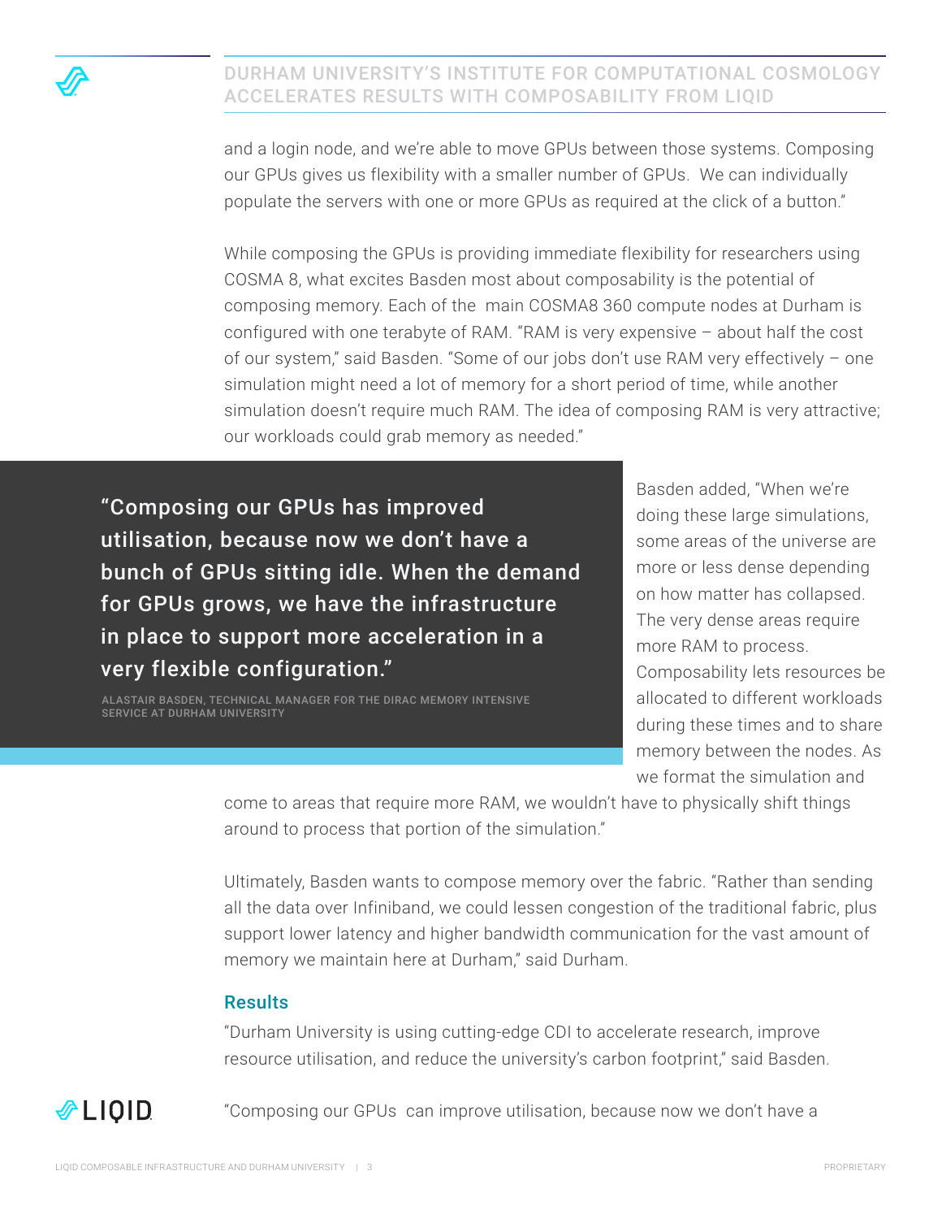and a login node, and we're able to move GPUs between those systems. Composing our GPUs gives us flexibility with a smaller number of GPUs. We can individually populate the servers with one or more GPUs as required at the click of a button."

While composing the GPUs is providing immediate flexibility for researchers using COSMA 8, what excites Basden most about composability is the potential of composing memory. Each of the main COSMA8 360 compute nodes at Durham is configured with one terabyte of RAM. "RAM is very expensive – about half the cost of our system," said Basden. "Some of our jobs don't use RAM very effectively – one simulation might need a lot of memory for a short period of time, while another simulation doesn't require much RAM. The idea of composing RAM is very attractive; our workloads could grab memory as needed."

> **"Composing our GPUs has improved utilisation, because now we don't have a bunch of GPUs sitting idle. When the demand for GPUs grows, we have the infrastructure in place to support more acceleration in a very flexible configuration."**
>
> ALASTAIR BASDEN, TECHNICAL MANAGER FOR THE DIRAC MEMORY INTENSIVE SERVICE AT DURHAM UNIVERSITY

Basden added, "When we're doing these large simulations, some areas of the universe are more or less dense depending on how matter has collapsed. The very dense areas require more RAM to process. Composability lets resources be allocated to different workloads during these times and to share memory between the nodes. As we format the simulation and come to areas that require more RAM, we wouldn't have to physically shift things around to process that portion of the simulation."

Ultimately, Basden wants to compose memory over the fabric. "Rather than sending all the data over Infiniband, we could lessen congestion of the traditional fabric, plus support lower latency and higher bandwidth communication for the vast amount of memory we maintain here at Durham," said Durham.

## Results

"Durham University is using cutting-edge CDI to accelerate research, improve resource utilisation, and reduce the university's carbon footprint," said Basden.

"Composing our GPUs can improve utilisation, because now we don't have a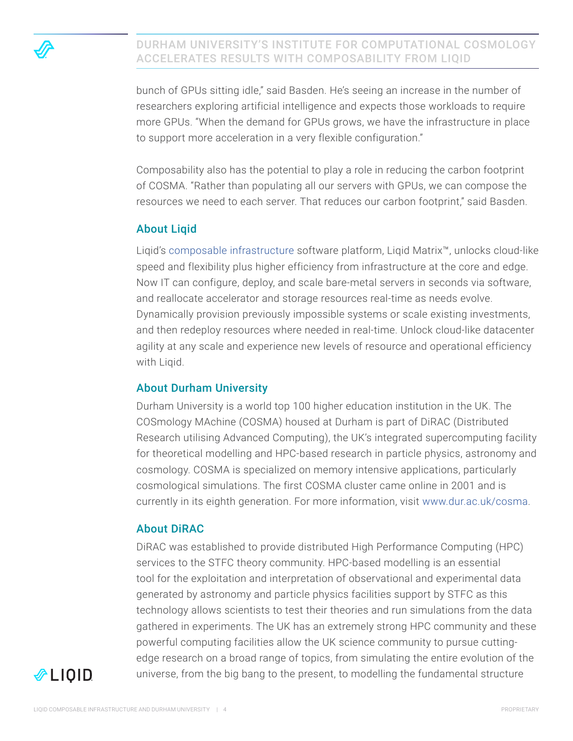bunch of GPUs sitting idle," said Basden. He's seeing an increase in the number of researchers exploring artificial intelligence and expects those workloads to require more GPUs. "When the demand for GPUs grows, we have the infrastructure in place to support more acceleration in a very flexible configuration."

Composability also has the potential to play a role in reducing the carbon footprint of COSMA. "Rather than populating all our servers with GPUs, we can compose the resources we need to each server. That reduces our carbon footprint," said Basden.

## About Liqid

Liqid's composable infrastructure software platform, Liqid Matrix™, unlocks cloud-like speed and flexibility plus higher efficiency from infrastructure at the core and edge. Now IT can configure, deploy, and scale bare-metal servers in seconds via software, and reallocate accelerator and storage resources real-time as needs evolve. Dynamically provision previously impossible systems or scale existing investments, and then redeploy resources where needed in real-time. Unlock cloud-like datacenter agility at any scale and experience new levels of resource and operational efficiency with Liqid.

## About Durham University

Durham University is a world top 100 higher education institution in the UK. The COSmology MAchine (COSMA) housed at Durham is part of DiRAC (Distributed Research utilising Advanced Computing), the UK's integrated supercomputing facility for theoretical modelling and HPC-based research in particle physics, astronomy and cosmology. COSMA is specialized on memory intensive applications, particularly cosmological simulations. The first COSMA cluster came online in 2001 and is currently in its eighth generation. For more information, visit www.dur.ac.uk/cosma.

## About DiRAC

DiRAC was established to provide distributed High Performance Computing (HPC) services to the STFC theory community. HPC-based modelling is an essential tool for the exploitation and interpretation of observational and experimental data generated by astronomy and particle physics facilities support by STFC as this technology allows scientists to test their theories and run simulations from the data gathered in experiments. The UK has an extremely strong HPC community and these powerful computing facilities allow the UK science community to pursue cutting-edge research on a broad range of topics, from simulating the entire evolution of the universe, from the big bang to the present, to modelling the fundamental structure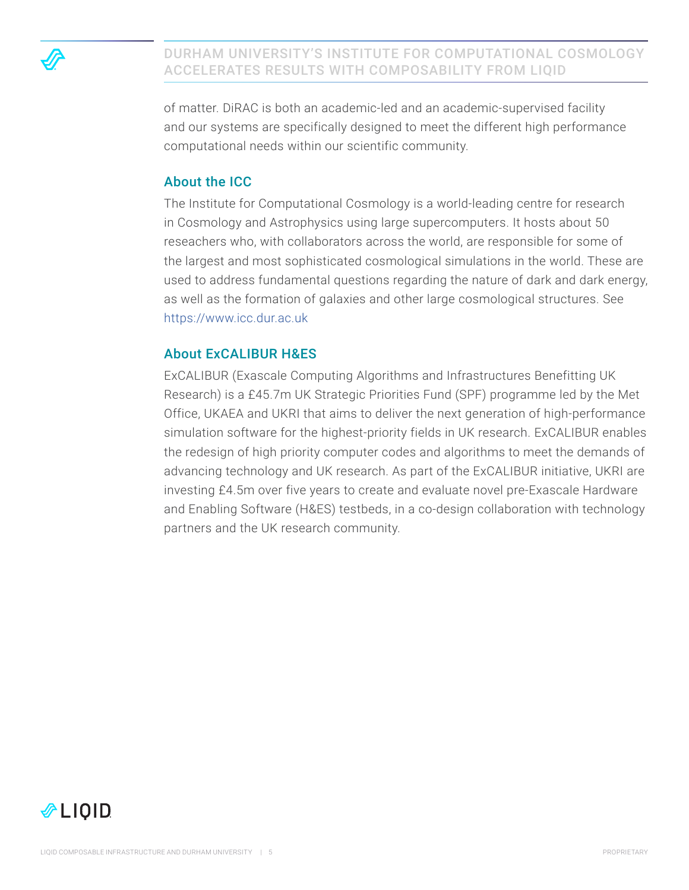of matter. DiRAC is both an academic-led and an academic-supervised facility and our systems are specifically designed to meet the different high performance computational needs within our scientific community.

## About the ICC

The Institute for Computational Cosmology is a world-leading centre for research in Cosmology and Astrophysics using large supercomputers. It hosts about 50 reseachers who, with collaborators across the world, are responsible for some of the largest and most sophisticated cosmological simulations in the world. These are used to address fundamental questions regarding the nature of dark and dark energy, as well as the formation of galaxies and other large cosmological structures. See https://www.icc.dur.ac.uk

## About ExCALIBUR H&ES

ExCALIBUR (Exascale Computing Algorithms and Infrastructures Benefitting UK Research) is a £45.7m UK Strategic Priorities Fund (SPF) programme led by the Met Office, UKAEA and UKRI that aims to deliver the next generation of high-performance simulation software for the highest-priority fields in UK research. ExCALIBUR enables the redesign of high priority computer codes and algorithms to meet the demands of advancing technology and UK research. As part of the ExCALIBUR initiative, UKRI are investing £4.5m over five years to create and evaluate novel pre-Exascale Hardware and Enabling Software (H&ES) testbeds, in a co-design collaboration with technology partners and the UK research community.